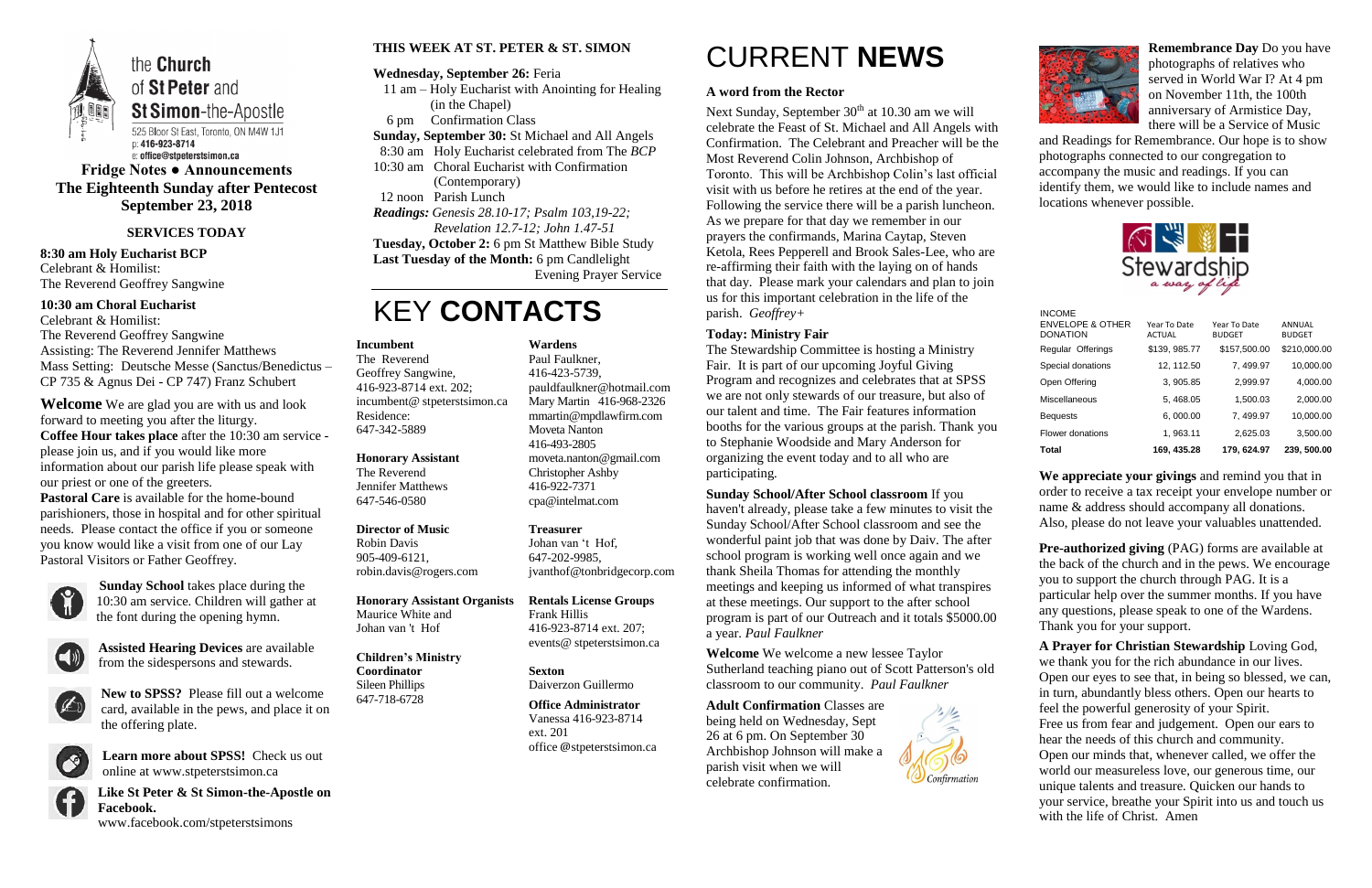# the Church of St Peter and St Simon-the-Apostle

525 Bloor St East, Toronto, ON M4W 1J1
p: 416-923-8714
e: office@stpeterstsimon.ca

**Fridge Notes ● Announcements**
**The Eighteenth Sunday after Pentecost**
**September 23, 2018**

## SERVICES TODAY

**8:30 am Holy Eucharist BCP**
Celebrant & Homilist:
The Reverend Geoffrey Sangwine

**10:30 am Choral Eucharist**
Celebrant & Homilist:
The Reverend Geoffrey Sangwine
Assisting: The Reverend Jennifer Matthews
Mass Setting: Deutsche Messe (Sanctus/Benedictus – CP 735 & Agnus Dei - CP 747) Franz Schubert

**Welcome** We are glad you are with us and look forward to meeting you after the liturgy.
**Coffee Hour takes place** after the 10:30 am service - please join us, and if you would like more information about our parish life please speak with our priest or one of the greeters.
**Pastoral Care** is available for the home-bound parishioners, those in hospital and for other spiritual needs. Please contact the office if you or someone you know would like a visit from one of our Lay Pastoral Visitors or Father Geoffrey.

**Sunday School** takes place during the 10:30 am service. Children will gather at the font during the opening hymn.

**Assisted Hearing Devices** are available from the sidespersons and stewards.

**New to SPSS?** Please fill out a welcome card, available in the pews, and place it on the offering plate.

**Learn more about SPSS!** Check us out online at www.stpeterstsimon.ca

**Like St Peter & St Simon-the-Apostle on Facebook.**
www.facebook.com/stpeterstsimons

## THIS WEEK AT ST. PETER & ST. SIMON

**Wednesday, September 26:** Feria
11 am – Holy Eucharist with Anointing for Healing (in the Chapel)
6 pm Confirmation Class

**Sunday, September 30:** St Michael and All Angels
8:30 am Holy Eucharist celebrated from The *BCP*
10:30 am Choral Eucharist with Confirmation (Contemporary)
12 noon Parish Lunch
*Readings: Genesis 28.10-17; Psalm 103,19-22; Revelation 12.7-12; John 1.47-51*

**Tuesday, October 2:** 6 pm St Matthew Bible Study
**Last Tuesday of the Month:** 6 pm Candlelight Evening Prayer Service

# KEY CONTACTS

**Incumbent**
The Reverend Geoffrey Sangwine,
416-923-8714 ext. 202;
incumbent@ stpeterstsimon.ca
Residence:
647-342-5889

**Honorary Assistant**
The Reverend Jennifer Matthews
647-546-0580

**Director of Music**
Robin Davis
905-409-6121,
robin.davis@rogers.com

**Honorary Assistant Organists**
Maurice White and Johan van 't Hof

**Children's Ministry Coordinator**
Sileen Phillips
647-718-6728

**Wardens**
Paul Faulkner,
416-423-5739,
pauldfaulkner@hotmail.com
Mary Martin 416-968-2326
mmartin@mpdlawfirm.com
Moveta Nanton
416-493-2805
moveta.nanton@gmail.com
Christopher Ashby
416-922-7371
cpa@intelmat.com

**Treasurer**
Johan van 't Hof,
647-202-9985,
jvanthof@tonbridgecorp.com

**Rentals License Groups**
Frank Hillis
416-923-8714 ext. 207;
events@ stpeterstsimon.ca

**Sexton**
Daiverzon Guillermo

**Office Administrator**
Vanessa 416-923-8714 ext. 201
office @stpeterstsimon.ca

# CURRENT NEWS

### A word from the Rector

Next Sunday, September 30th at 10.30 am we will celebrate the Feast of St. Michael and All Angels with Confirmation. The Celebrant and Preacher will be the Most Reverend Colin Johnson, Archbishop of Toronto. This will be Archbishop Colin's last official visit with us before he retires at the end of the year. Following the service there will be a parish luncheon. As we prepare for that day we remember in our prayers the confirmands, Marina Caytap, Steven Ketola, Rees Pepperell and Brook Sales-Lee, who are re-affirming their faith with the laying on of hands that day. Please mark your calendars and plan to join us for this important celebration in the life of the parish. *Geoffrey+*

### Today: Ministry Fair

The Stewardship Committee is hosting a Ministry Fair. It is part of our upcoming Joyful Giving Program and recognizes and celebrates that at SPSS we are not only stewards of our treasure, but also of our talent and time. The Fair features information booths for the various groups at the parish. Thank you to Stephanie Woodside and Mary Anderson for organizing the event today and to all who are participating.

**Sunday School/After School classroom** If you haven't already, please take a few minutes to visit the Sunday School/After School classroom and see the wonderful paint job that was done by Daiv. The after school program is working well once again and we thank Sheila Thomas for attending the monthly meetings and keeping us informed of what transpires at these meetings. Our support to the after school program is part of our Outreach and it totals $5000.00 a year. *Paul Faulkner*

**Welcome** We welcome a new lessee Taylor Sutherland teaching piano out of Scott Patterson's old classroom to our community. *Paul Faulkner*

**Adult Confirmation** Classes are being held on Wednesday, Sept 26 at 6 pm. On September 30 Archbishop Johnson will make a parish visit when we will celebrate confirmation.

**Remembrance Day** Do you have photographs of relatives who served in World War I? At 4 pm on November 11th, the 100th anniversary of Armistice Day, there will be a Service of Music and Readings for Remembrance. Our hope is to show photographs connected to our congregation to accompany the music and readings. If you can identify them, we would like to include names and locations whenever possible.

Stewardship *a way of life*

| INCOME ENVELOPE & OTHER DONATION | Year To Date ACTUAL | Year To Date BUDGET | ANNUAL BUDGET |
|---|---|---|---|
| Regular Offerings | $139, 985.77 | $157,500.00 | $210,000.00 |
| Special donations | 12, 112.50 | 7, 499.97 | 10,000.00 |
| Open Offering | 3, 905.85 | 2,999.97 | 4,000.00 |
| Miscellaneous | 5, 468.05 | 1,500.03 | 2,000.00 |
| Bequests | 6, 000.00 | 7, 499.97 | 10,000.00 |
| Flower donations | 1, 963.11 | 2,625.03 | 3,500.00 |
| **Total** | **169, 435.28** | **179, 624.97** | **239, 500.00** |

**We appreciate your givings** and remind you that in order to receive a tax receipt your envelope number or name & address should accompany all donations. Also, please do not leave your valuables unattended.

**Pre-authorized giving** (PAG) forms are available at the back of the church and in the pews. We encourage you to support the church through PAG. It is a particular help over the summer months. If you have any questions, please speak to one of the Wardens. Thank you for your support.

**A Prayer for Christian Stewardship** Loving God, we thank you for the rich abundance in our lives. Open our eyes to see that, in being so blessed, we can, in turn, abundantly bless others. Open our hearts to feel the powerful generosity of your Spirit.
Free us from fear and judgement. Open our ears to hear the needs of this church and community.
Open our minds that, whenever called, we offer the world our measureless love, our generous time, our unique talents and treasure. Quicken our hands to your service, breathe your Spirit into us and touch us with the life of Christ. Amen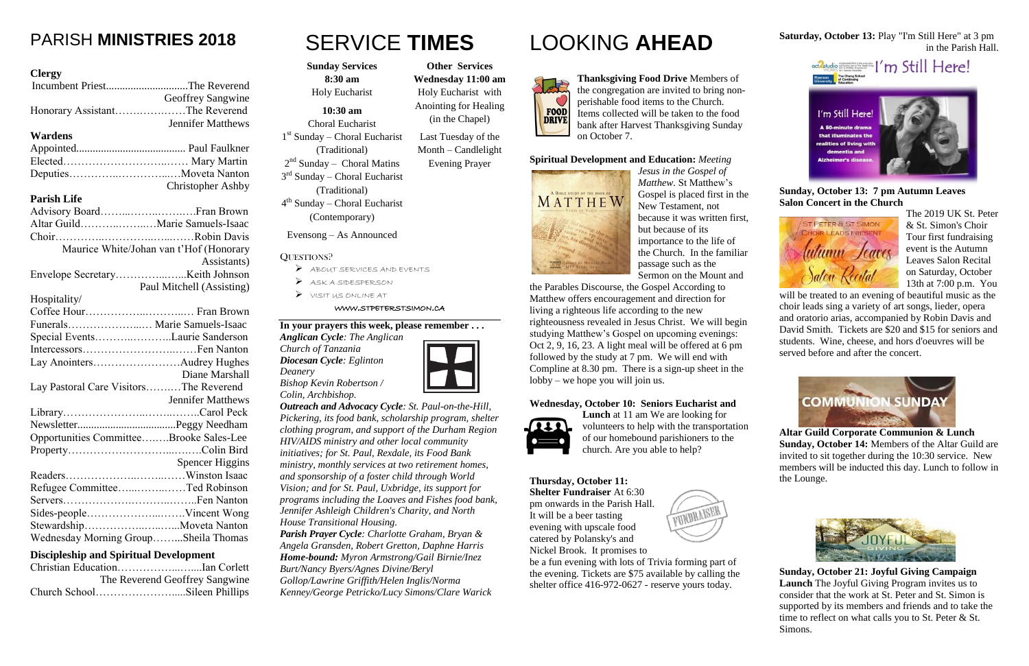# PARISH **MINISTRIES 2018**

### Clergy

Incumbent Priest............................The Reverend Geoffrey Sangwine
Honorary Assistant………………The Reverend Jennifer Matthews

### Wardens

Appointed....................................... Paul Faulkner
Elected…………………………..…… Mary Martin
Deputies…………..………….…..…Moveta Nanton
Christopher Ashby

### Parish Life

Advisory Board……..……..……….Fran Brown
Altar Guild……….…….……Marie Samuels-Isaac
Choir…………..………….…..……Robin Davis
Maurice White/Johan van t'Hof (Honorary Assistants)
Envelope Secretary………….…....Keith Johnson
Paul Mitchell (Assisting)
Hospitality/
Coffee Hour……………..………..… Fran Brown
Funerals………………..… Marie Samuels-Isaac
Special Events……….………..Laurie Sanderson
Intercessors………………………..……Fen Nanton
Lay Anointers……………………Audrey Hughes
Diane Marshall
Lay Pastoral Care Visitors……….The Reverend Jennifer Matthews
Library…………………..…….……..Carol Peck
Newsletter....................................Peggy Needham
Opportunities Committee……..Brooke Sales-Lee
Property…………………………..……Colin Bird
Spencer Higgins
Readers……………….……..……Winston Isaac
Refugee Committee…..……..……Ted Robinson
Servers…………………………….……..Fen Nanton
Sides-people…………………...…….Vincent Wong
Stewardship………………..….…...Moveta Nanton
Wednesday Morning Group……...Sheila Thomas

### Discipleship and Spiritual Development

Christian Education……………..…....Ian Corlett
The Reverend Geoffrey Sangwine
Church School……………………....Sileen Phillips

# SERVICE **TIMES**

**Sunday Services**
**8:30 am**
Holy Eucharist

**10:30 am**
Choral Eucharist
1st Sunday – Choral Eucharist (Traditional)
2nd Sunday – Choral Matins
3rd Sunday – Choral Eucharist (Traditional)
4th Sunday – Choral Eucharist (Contemporary)

Evensong – As Announced

**Other Services**
**Wednesday 11:00 am**
Holy Eucharist with Anointing for Healing (in the Chapel)

Last Tuesday of the Month – Candlelight Evening Prayer

QUESTIONS?

- ABOUT SERVICES AND EVENTS
- ASK A SIDESPERSON
- VISIT US ONLINE AT

WWW.STPETERSTSIMON.CA

**In your prayers this week, please remember . . .**

***Anglican Cycle****: The Anglican Church of Tanzania*
***Diocesan Cycle****: Eglinton Deanery*
*Bishop Kevin Robertson / Colin, Archbishop.*
***Outreach and Advocacy Cycle****: St. Paul-on-the-Hill, Pickering, its food bank, scholarship program, shelter clothing program, and support of the Durham Region HIV/AIDS ministry and other local community initiatives; for St. Paul, Rexdale, its Food Bank ministry, monthly services at two retirement homes, and sponsorship of a foster child through World Vision; and for St. Paul, Uxbridge, its support for programs including the Loaves and Fishes food bank, Jennifer Ashleigh Children's Charity, and North House Transitional Housing.*
***Parish Prayer Cycle****: Charlotte Graham, Bryan & Angela Gransden, Robert Gretton, Daphne Harris*
***Home-bound:*** *Myron Armstrong/Gail Birnie/Inez Burt/Nancy Byers/Agnes Divine/Beryl Gollop/Lawrine Griffith/Helen Inglis/Norma Kenney/George Petricko/Lucy Simons/Clare Warick*

# LOOKING **AHEAD**

**Thanksgiving Food Drive** Members of the congregation are invited to bring non-perishable food items to the Church. Items collected will be taken to the food bank after Harvest Thanksgiving Sunday on October 7.

**Spiritual Development and Education:** *Meeting Jesus in the Gospel of Matthew*. St Matthew's Gospel is placed first in the New Testament, not because it was written first, but because of its importance to the life of the Church. In the familiar passage such as the Sermon on the Mount and the Parables Discourse, the Gospel According to Matthew offers encouragement and direction for living a righteous life according to the new righteousness revealed in Jesus Christ. We will begin studying Matthew's Gospel on upcoming evenings: Oct 2, 9, 16, 23. A light meal will be offered at 6 pm followed by the study at 7 pm. We will end with Compline at 8.30 pm. There is a sign-up sheet in the lobby – we hope you will join us.

**Wednesday, October 10: Seniors Eucharist and Lunch** at 11 am We are looking for volunteers to help with the transportation of our homebound parishioners to the church. Are you able to help?

**Thursday, October 11: Shelter Fundraiser** At 6:30 pm onwards in the Parish Hall. It will be a beer tasting evening with upscale food catered by Polansky's and Nickel Brook. It promises to be a fun evening with lots of Trivia forming part of the evening. Tickets are $75 available by calling the shelter office 416-972-0627 - reserve yours today.

**Saturday, October 13:** Play "I'm Still Here" at 3 pm in the Parish Hall.

**Sunday, October 13: 7 pm Autumn Leaves Salon Concert in the Church**

The 2019 UK St. Peter & St. Simon's Choir Tour first fundraising event is the Autumn Leaves Salon Recital on Saturday, October 13th at 7:00 p.m. You will be treated to an evening of beautiful music as the choir leads sing a variety of art songs, lieder, opera and oratorio arias, accompanied by Robin Davis and David Smith. Tickets are $20 and $15 for seniors and students. Wine, cheese, and hors d'oeuvres will be served before and after the concert.

**Altar Guild Corporate Communion & Lunch Sunday, October 14:** Members of the Altar Guild are invited to sit together during the 10:30 service. New members will be inducted this day. Lunch to follow in the Lounge.

**Sunday, October 21: Joyful Giving Campaign Launch** The Joyful Giving Program invites us to consider that the work at St. Peter and St. Simon is supported by its members and friends and to take the time to reflect on what calls you to St. Peter & St. Simons.